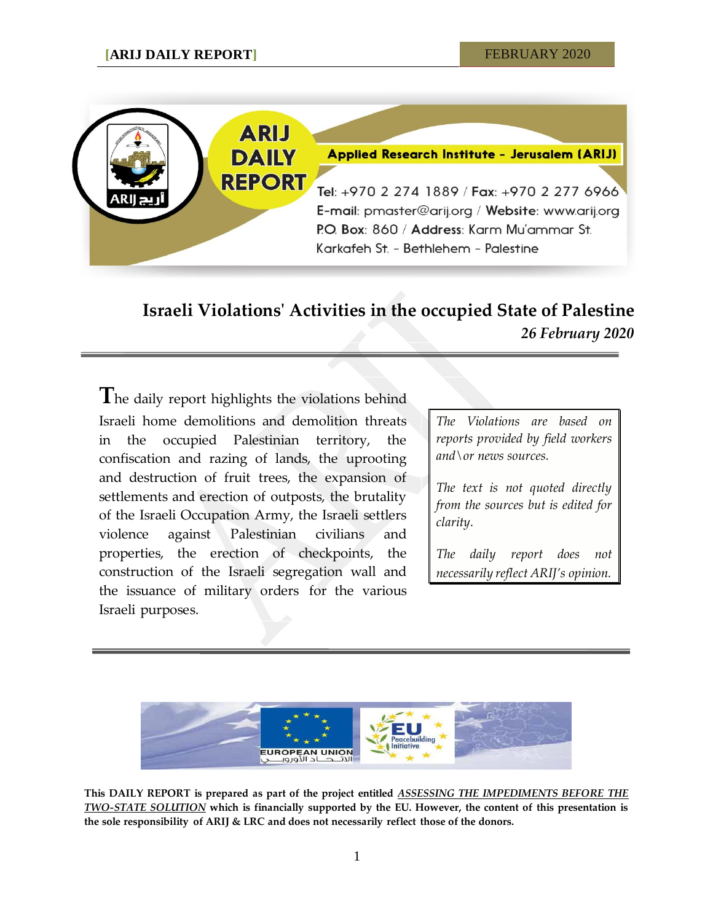**ARIJ DAILY REPORT**

**Applied Research Institute - Jerusalem (ARIJ)**

Tel: +970 2 274 1889 / Fax: +970 2 277 6966
E-mail: pmaster@arij.org / Website: www.arij.org
P.O. Box: 860 / Address: Karm Mu'ammar St.
Karkafeh St. - Bethlehem - Palestine

# Israeli Violations' Activities in the occupied State of Palestine

***26 February 2020***

The daily report highlights the violations behind Israeli home demolitions and demolition threats in the occupied Palestinian territory, the confiscation and razing of lands, the uprooting and destruction of fruit trees, the expansion of settlements and erection of outposts, the brutality of the Israeli Occupation Army, the Israeli settlers violence against Palestinian civilians and properties, the erection of checkpoints, the construction of the Israeli segregation wall and the issuance of military orders for the various Israeli purposes.

*The Violations are based on reports provided by field workers and\or news sources.*

*The text is not quoted directly from the sources but is edited for clarity.*

*The daily report does not necessarily reflect ARIJ's opinion.*

EUROPEAN UNION الاتحاد الأوروبي

EU Peacebuilding Initiative

**This DAILY REPORT is prepared as part of the project entitled *ASSESSING THE IMPEDIMENTS BEFORE THE TWO-STATE SOLUTION* which is financially supported by the EU. However, the content of this presentation is the sole responsibility of ARIJ & LRC and does not necessarily reflect those of the donors.**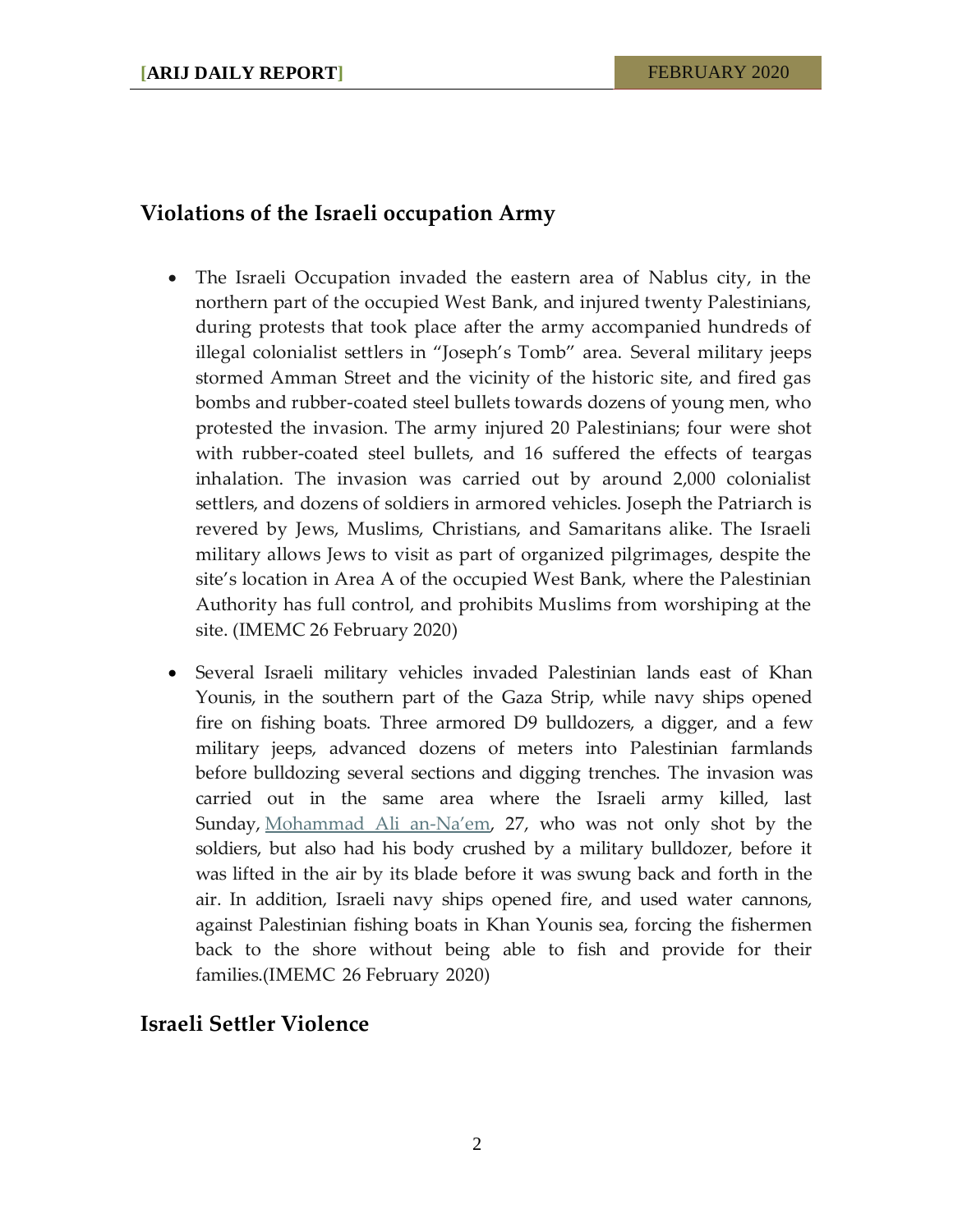## Violations of the Israeli occupation Army

- The Israeli Occupation invaded the eastern area of Nablus city, in the northern part of the occupied West Bank, and injured twenty Palestinians, during protests that took place after the army accompanied hundreds of illegal colonialist settlers in "Joseph's Tomb" area. Several military jeeps stormed Amman Street and the vicinity of the historic site, and fired gas bombs and rubber-coated steel bullets towards dozens of young men, who protested the invasion. The army injured 20 Palestinians; four were shot with rubber-coated steel bullets, and 16 suffered the effects of teargas inhalation. The invasion was carried out by around 2,000 colonialist settlers, and dozens of soldiers in armored vehicles. Joseph the Patriarch is revered by Jews, Muslims, Christians, and Samaritans alike. The Israeli military allows Jews to visit as part of organized pilgrimages, despite the site's location in Area A of the occupied West Bank, where the Palestinian Authority has full control, and prohibits Muslims from worshiping at the site. (IMEMC 26 February 2020)

- Several Israeli military vehicles invaded Palestinian lands east of Khan Younis, in the southern part of the Gaza Strip, while navy ships opened fire on fishing boats. Three armored D9 bulldozers, a digger, and a few military jeeps, advanced dozens of meters into Palestinian farmlands before bulldozing several sections and digging trenches. The invasion was carried out in the same area where the Israeli army killed, last Sunday, Mohammad Ali an-Na'em, 27, who was not only shot by the soldiers, but also had his body crushed by a military bulldozer, before it was lifted in the air by its blade before it was swung back and forth in the air. In addition, Israeli navy ships opened fire, and used water cannons, against Palestinian fishing boats in Khan Younis sea, forcing the fishermen back to the shore without being able to fish and provide for their families.(IMEMC 26 February 2020)

## Israeli Settler Violence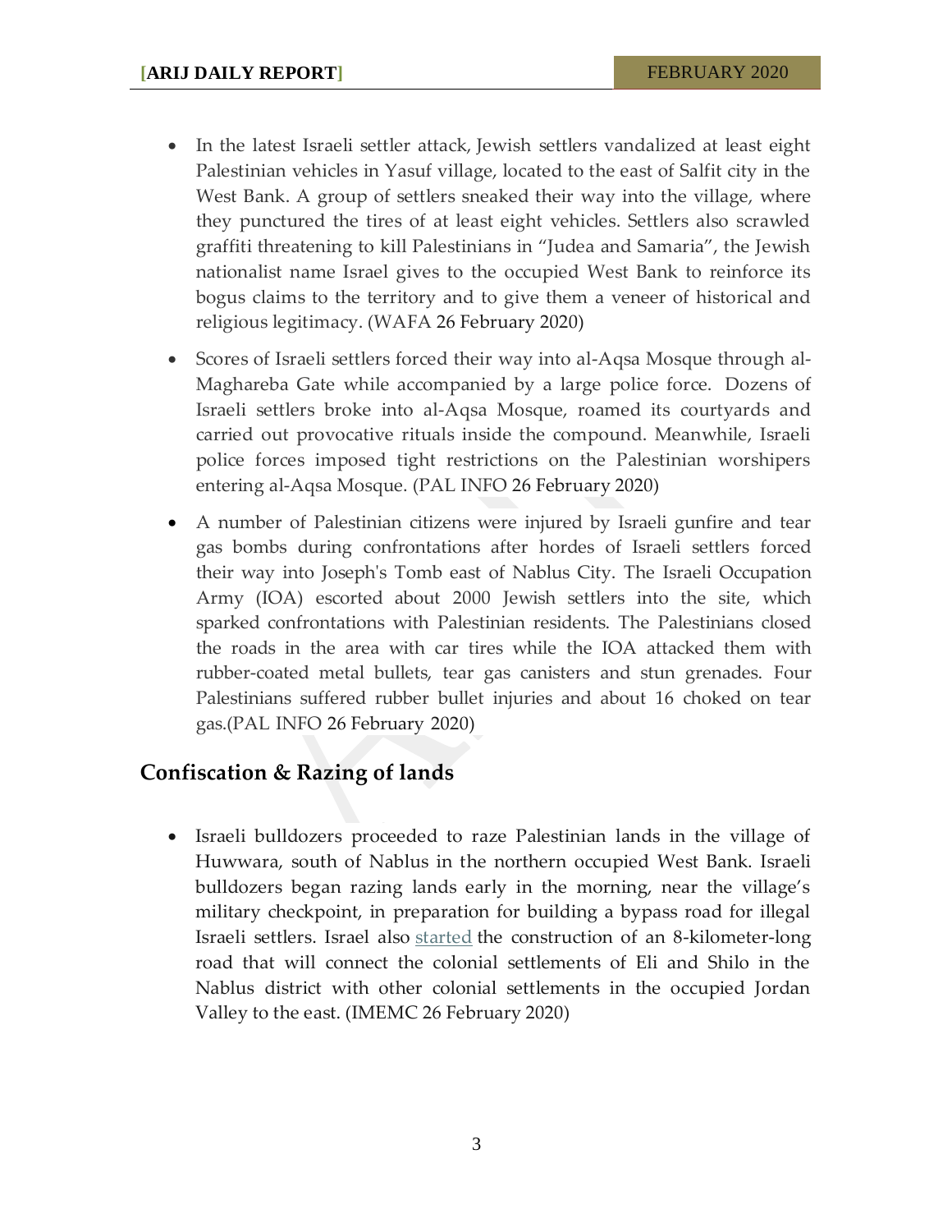- In the latest Israeli settler attack, Jewish settlers vandalized at least eight Palestinian vehicles in Yasuf village, located to the east of Salfit city in the West Bank. A group of settlers sneaked their way into the village, where they punctured the tires of at least eight vehicles. Settlers also scrawled graffiti threatening to kill Palestinians in "Judea and Samaria", the Jewish nationalist name Israel gives to the occupied West Bank to reinforce its bogus claims to the territory and to give them a veneer of historical and religious legitimacy. (WAFA 26 February 2020)

- Scores of Israeli settlers forced their way into al-Aqsa Mosque through al-Maghareba Gate while accompanied by a large police force. Dozens of Israeli settlers broke into al-Aqsa Mosque, roamed its courtyards and carried out provocative rituals inside the compound. Meanwhile, Israeli police forces imposed tight restrictions on the Palestinian worshipers entering al-Aqsa Mosque. (PAL INFO 26 February 2020)

- A number of Palestinian citizens were injured by Israeli gunfire and tear gas bombs during confrontations after hordes of Israeli settlers forced their way into Joseph's Tomb east of Nablus City. The Israeli Occupation Army (IOA) escorted about 2000 Jewish settlers into the site, which sparked confrontations with Palestinian residents. The Palestinians closed the roads in the area with car tires while the IOA attacked them with rubber-coated metal bullets, tear gas canisters and stun grenades. Four Palestinians suffered rubber bullet injuries and about 16 choked on tear gas.(PAL INFO 26 February 2020)

## Confiscation & Razing of lands

- Israeli bulldozers proceeded to raze Palestinian lands in the village of Huwwara, south of Nablus in the northern occupied West Bank. Israeli bulldozers began razing lands early in the morning, near the village's military checkpoint, in preparation for building a bypass road for illegal Israeli settlers. Israel also started the construction of an 8-kilometer-long road that will connect the colonial settlements of Eli and Shilo in the Nablus district with other colonial settlements in the occupied Jordan Valley to the east. (IMEMC 26 February 2020)